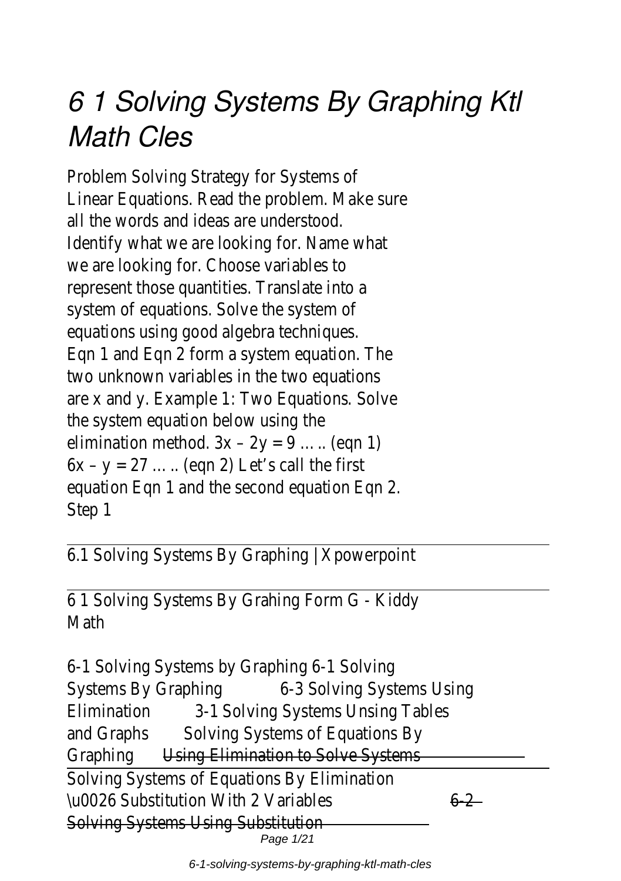# *6 1 Solving Systems By Graphing Ktl Math Cles*

Problem Solving Strategy for Systems of Linear Equations. Read the problem. Make sure all the words and ideas are understood. Identify what we are looking for. Name what we are looking for. Choose variables to represent those quantities. Translate into a system of equations. Solve the system of equations using good algebra techniques. Eqn 1 and Eqn 2 form a system equation. The two unknown variables in the two equations are x and y. Example 1: Two Equations. Solve the system equation below using the elimination method. $3x – 2y = 9$ ….. (eqn 1) $6x – y = 27$ ….. (eqn 2) Let's call the first equation Eqn 1 and the second equation Eqn 2. Step 1

---

6.1 Solving Systems By Graphing | Xpowerpoint

---

6 1 Solving Systems By Grahing Form G - Kiddy Math

6-1 Solving Systems by Graphing 6-1 Solving Systems By Graphing 6-3 Solving Systems Using Elimination 3-1 Solving Systems Unsing Tables and Graphs Solving Systems of Equations By Graphing ~~Using Elimination to Solve Systems~~

---

Solving Systems of Equations By Elimination \u0026 Substitution With 2 Variables ~~6-2 Solving Systems Using Substitution~~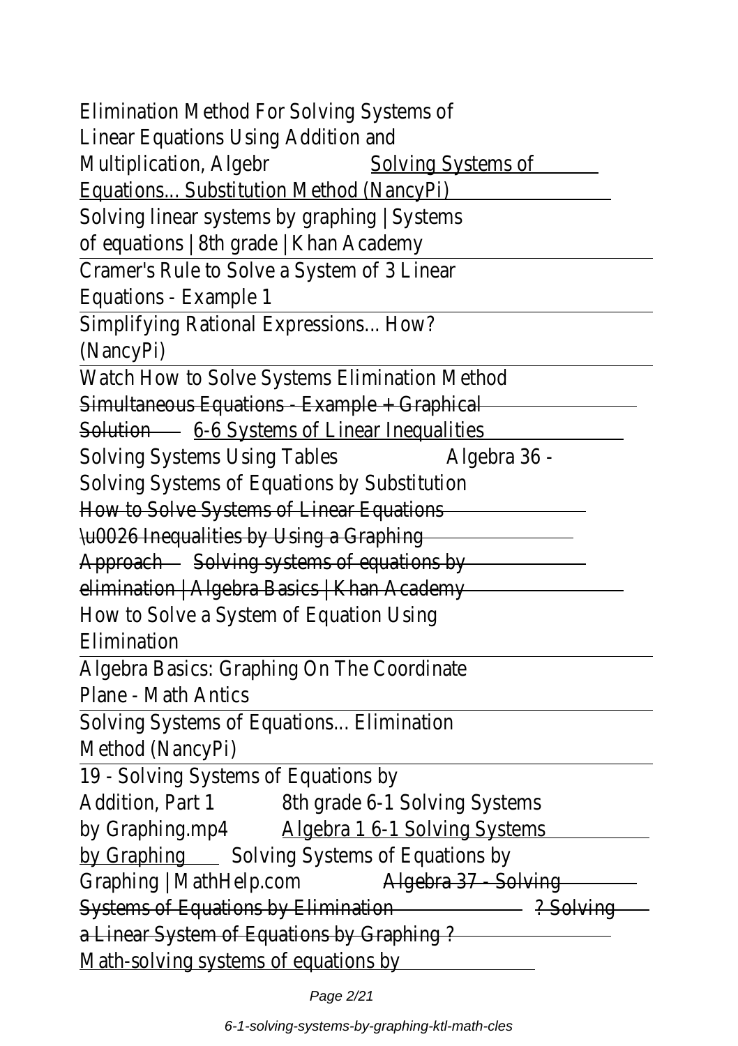Elimination Method For Solving Systems of Linear Equations Using Addition and Multiplication, Algebr Solving Systems of Equations... Substitution Method (NancyPi)

Solving linear systems by graphing | Systems of equations | 8th grade | Khan Academy

Cramer's Rule to Solve a System of 3 Linear Equations - Example 1

Simplifying Rational Expressions... How? (NancyPi)

Watch How to Solve Systems Elimination Method

~~Simultaneous Equations - Example + Graphical Solution~~ 6-6 Systems of Linear Inequalities

Solving Systems Using Tables Algebra 36 - Solving Systems of Equations by Substitution

~~How to Solve Systems of Linear Equations \u0026 Inequalities by Using a Graphing Approach~~ ~~Solving systems of equations by elimination | Algebra Basics | Khan Academy~~

How to Solve a System of Equation Using Elimination

Algebra Basics: Graphing On The Coordinate Plane - Math Antics

Solving Systems of Equations... Elimination Method (NancyPi)

19 - Solving Systems of Equations by Addition, Part 1 8th grade 6-1 Solving Systems by Graphing.mp4 Algebra 1 6-1 Solving Systems by Graphing Solving Systems of Equations by Graphing | MathHelp.com ~~Algebra 37 - Solving Systems of Equations by Elimination~~ ~~? Solving a Linear System of Equations by Graphing ?~~

Math-solving systems of equations by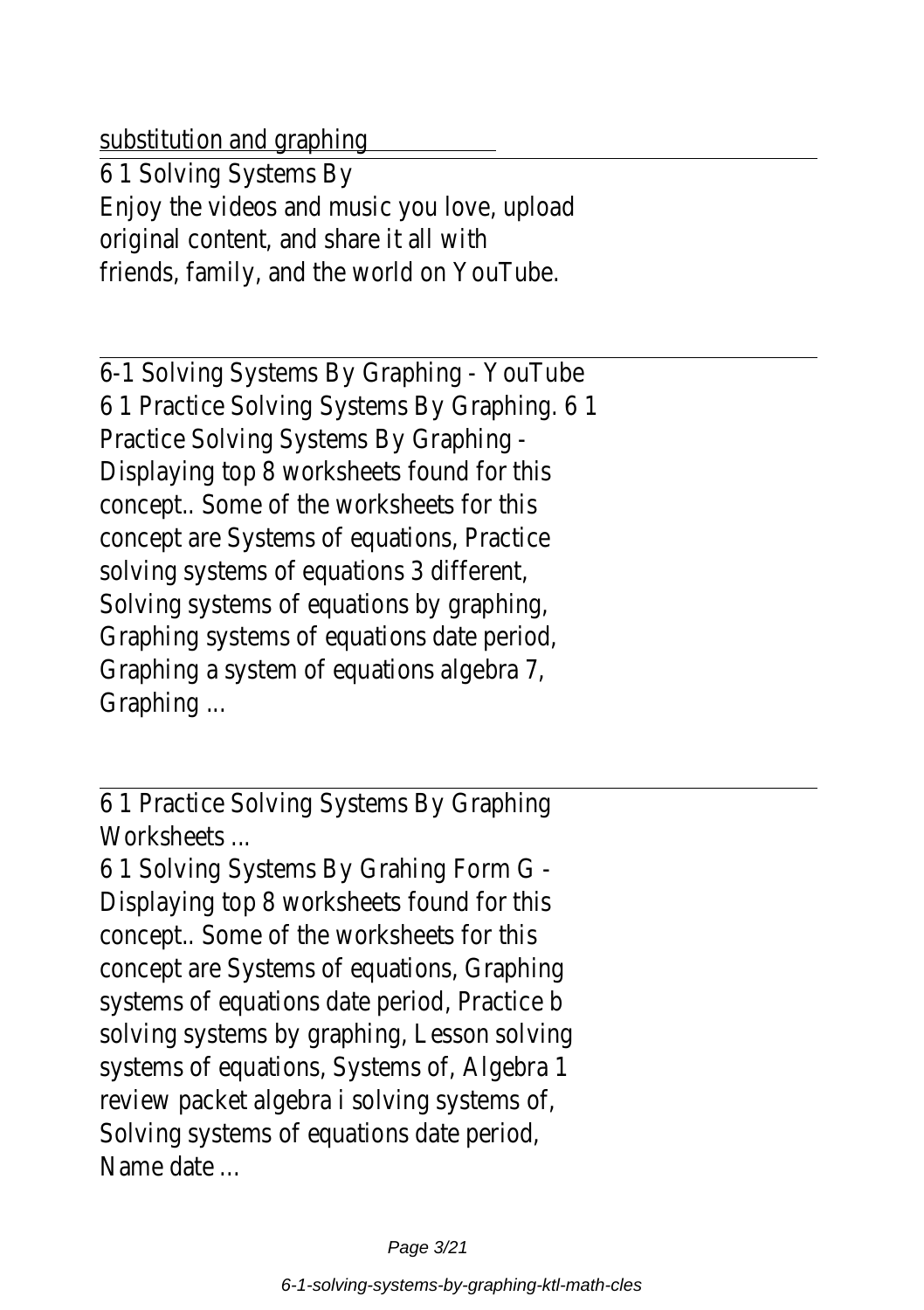substitution and graphing

6 1 Solving Systems By
Enjoy the videos and music you love, upload original content, and share it all with friends, family, and the world on YouTube.

6-1 Solving Systems By Graphing - YouTube
6 1 Practice Solving Systems By Graphing. 6 1 Practice Solving Systems By Graphing - Displaying top 8 worksheets found for this concept.. Some of the worksheets for this concept are Systems of equations, Practice solving systems of equations 3 different, Solving systems of equations by graphing, Graphing systems of equations date period, Graphing a system of equations algebra 7, Graphing ...

6 1 Practice Solving Systems By Graphing Worksheets ...
6 1 Solving Systems By Grahing Form G - Displaying top 8 worksheets found for this concept.. Some of the worksheets for this concept are Systems of equations, Graphing systems of equations date period, Practice b solving systems by graphing, Lesson solving systems of equations, Systems of, Algebra 1 review packet algebra i solving systems of, Solving systems of equations date period, Name date ...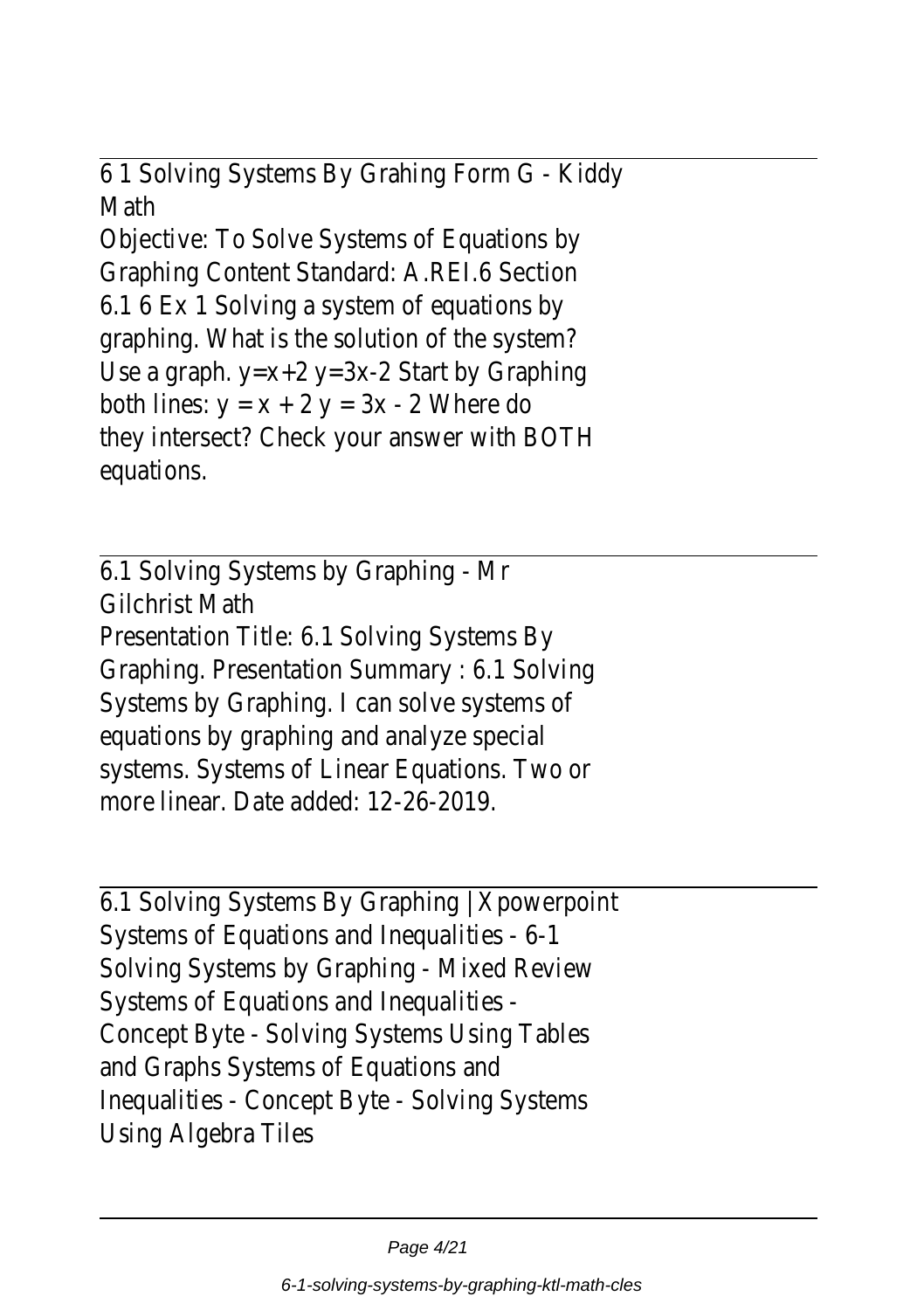## 6 1 Solving Systems By Grahing Form G - Kiddy Math

Objective: To Solve Systems of Equations by Graphing Content Standard: A.REI.6 Section 6.1 6 Ex 1 Solving a system of equations by graphing. What is the solution of the system? Use a graph. $y=x+2$ $y=3x-2$ Start by Graphing both lines: $y = x + 2$ $y = 3x - 2$ Where do they intersect? Check your answer with BOTH equations.

## 6.1 Solving Systems by Graphing - Mr Gilchrist Math

Presentation Title: 6.1 Solving Systems By Graphing. Presentation Summary : 6.1 Solving Systems by Graphing. I can solve systems of equations by graphing and analyze special systems. Systems of Linear Equations. Two or more linear. Date added: 12-26-2019.

## 6.1 Solving Systems By Graphing | Xpowerpoint

Systems of Equations and Inequalities - 6-1 Solving Systems by Graphing - Mixed Review Systems of Equations and Inequalities - Concept Byte - Solving Systems Using Tables and Graphs Systems of Equations and Inequalities - Concept Byte - Solving Systems Using Algebra Tiles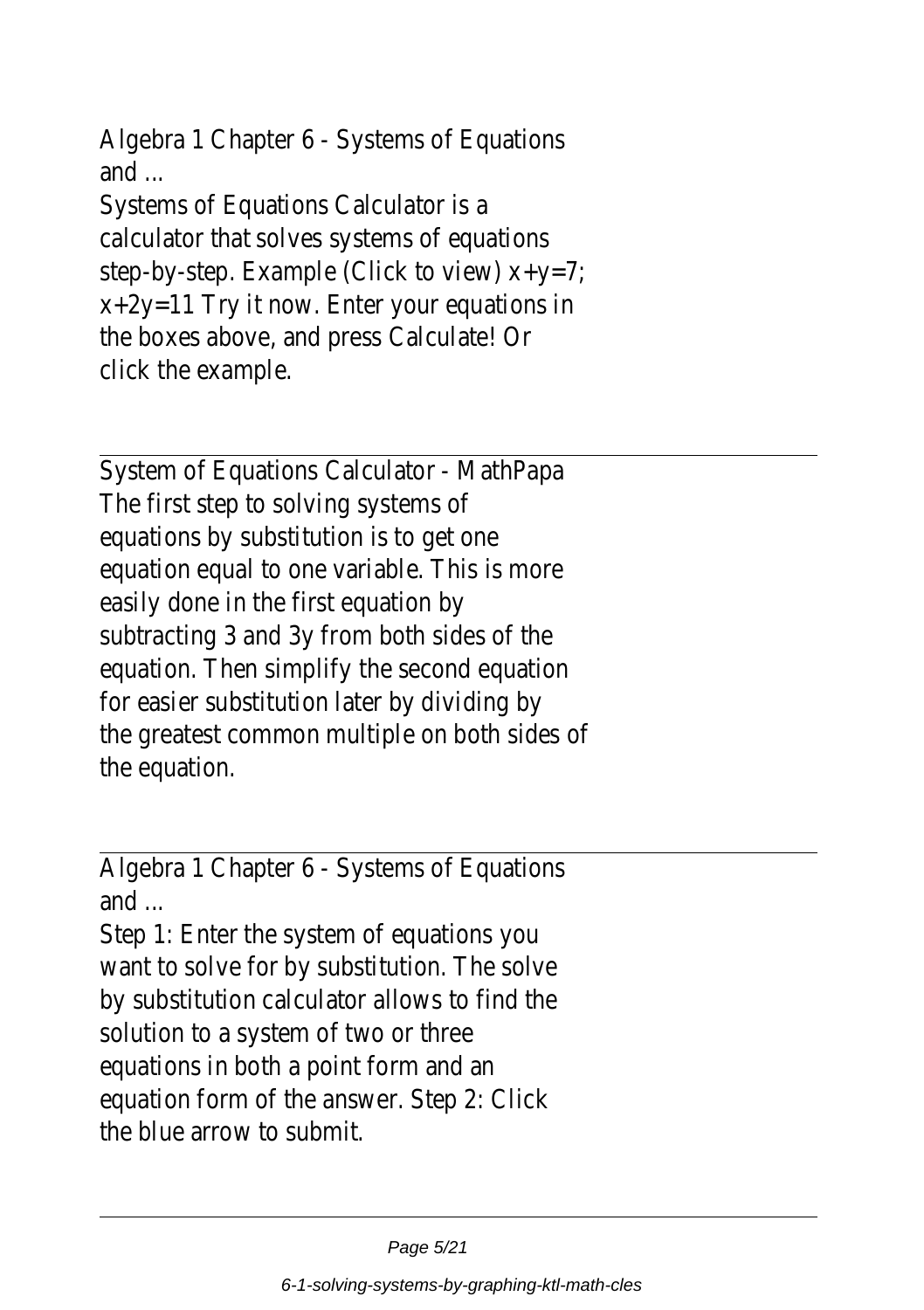Algebra 1 Chapter 6 - Systems of Equations and ...

Systems of Equations Calculator is a calculator that solves systems of equations step-by-step. Example (Click to view) $x+y=7$; $x+2y=11$ Try it now. Enter your equations in the boxes above, and press Calculate! Or click the example.

---

System of Equations Calculator - MathPapa

The first step to solving systems of equations by substitution is to get one equation equal to one variable. This is more easily done in the first equation by subtracting 3 and 3y from both sides of the equation. Then simplify the second equation for easier substitution later by dividing by the greatest common multiple on both sides of the equation.

---

Algebra 1 Chapter 6 - Systems of Equations and ...

Step 1: Enter the system of equations you want to solve for by substitution. The solve by substitution calculator allows to find the solution to a system of two or three equations in both a point form and an equation form of the answer. Step 2: Click the blue arrow to submit.

---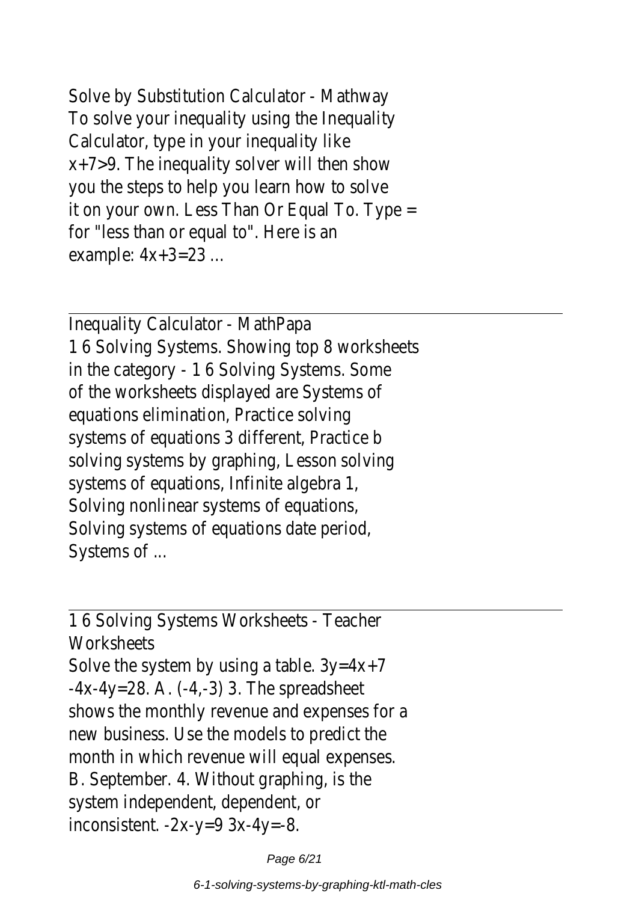Solve by Substitution Calculator - Mathway
To solve your inequality using the Inequality Calculator, type in your inequality like $x+7>9$. The inequality solver will then show you the steps to help you learn how to solve it on your own. Less Than Or Equal To. Type = for "less than or equal to". Here is an example: $4x+3=23$ ...

---

Inequality Calculator - MathPapa
1 6 Solving Systems. Showing top 8 worksheets in the category - 1 6 Solving Systems. Some of the worksheets displayed are Systems of equations elimination, Practice solving systems of equations 3 different, Practice b solving systems by graphing, Lesson solving systems of equations, Infinite algebra 1, Solving nonlinear systems of equations, Solving systems of equations date period, Systems of ...

---

1 6 Solving Systems Worksheets - Teacher Worksheets
Solve the system by using a table. $3y=4x+7$ $-4x-4y=28$. A. (-4,-3) 3. The spreadsheet shows the monthly revenue and expenses for a new business. Use the models to predict the month in which revenue will equal expenses. B. September. 4. Without graphing, is the system independent, dependent, or inconsistent. $-2x-y=9$ $3x-4y=-8$.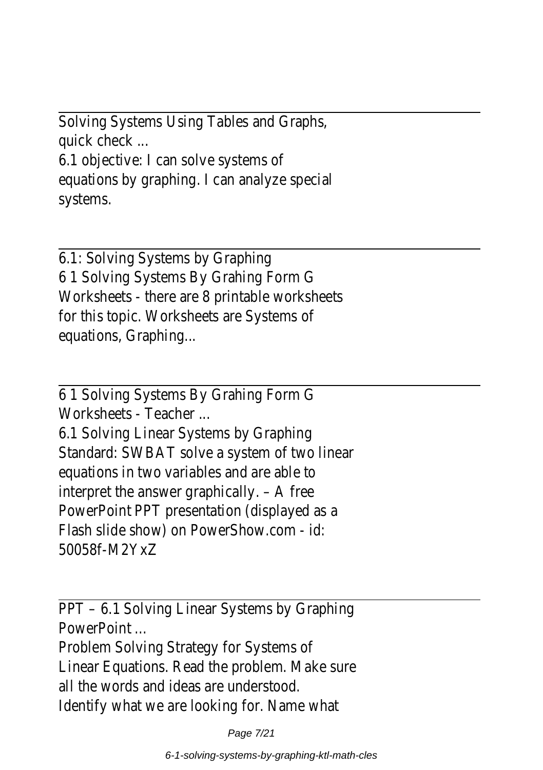Solving Systems Using Tables and Graphs, quick check ...

6.1 objective: I can solve systems of equations by graphing. I can analyze special systems.

---

6.1: Solving Systems by Graphing

6 1 Solving Systems By Grahing Form G Worksheets - there are 8 printable worksheets for this topic. Worksheets are Systems of equations, Graphing...

---

6 1 Solving Systems By Grahing Form G Worksheets - Teacher ...

6.1 Solving Linear Systems by Graphing Standard: SWBAT solve a system of two linear equations in two variables and are able to interpret the answer graphically. – A free PowerPoint PPT presentation (displayed as a Flash slide show) on PowerShow.com - id: 50058f-M2YxZ

---

PPT – 6.1 Solving Linear Systems by Graphing PowerPoint ...

Problem Solving Strategy for Systems of Linear Equations. Read the problem. Make sure all the words and ideas are understood. Identify what we are looking for. Name what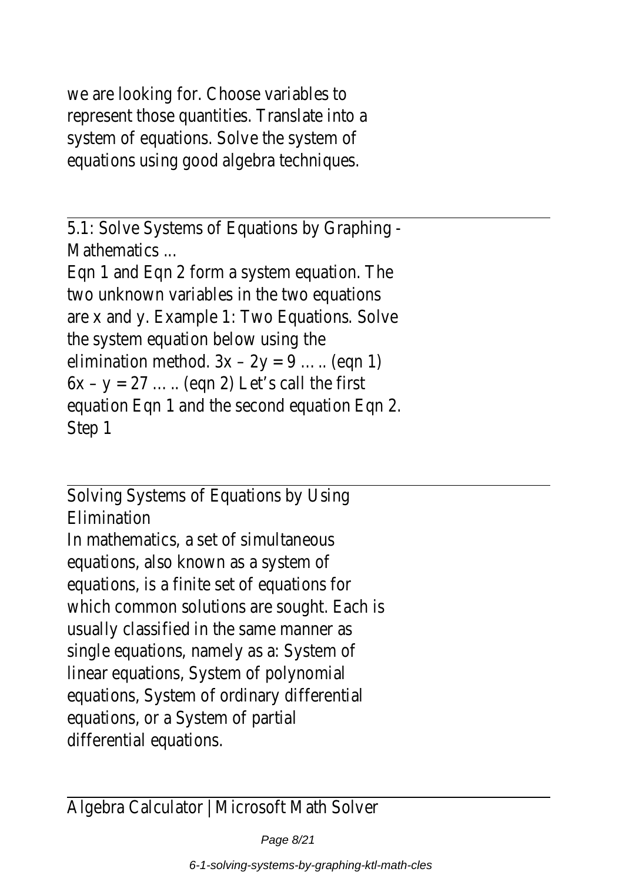we are looking for. Choose variables to represent those quantities. Translate into a system of equations. Solve the system of equations using good algebra techniques.

---

5.1: Solve Systems of Equations by Graphing - Mathematics ...

Eqn 1 and Eqn 2 form a system equation. The two unknown variables in the two equations are x and y. Example 1: Two Equations. Solve the system equation below using the elimination method. $3x – 2y = 9$ ….. (eqn 1) $6x – y = 27$ ….. (eqn 2) Let’s call the first equation Eqn 1 and the second equation Eqn 2. Step 1

---

Solving Systems of Equations by Using Elimination

In mathematics, a set of simultaneous equations, also known as a system of equations, is a finite set of equations for which common solutions are sought. Each is usually classified in the same manner as single equations, namely as a: System of linear equations, System of polynomial equations, System of ordinary differential equations, or a System of partial differential equations.

---

Algebra Calculator | Microsoft Math Solver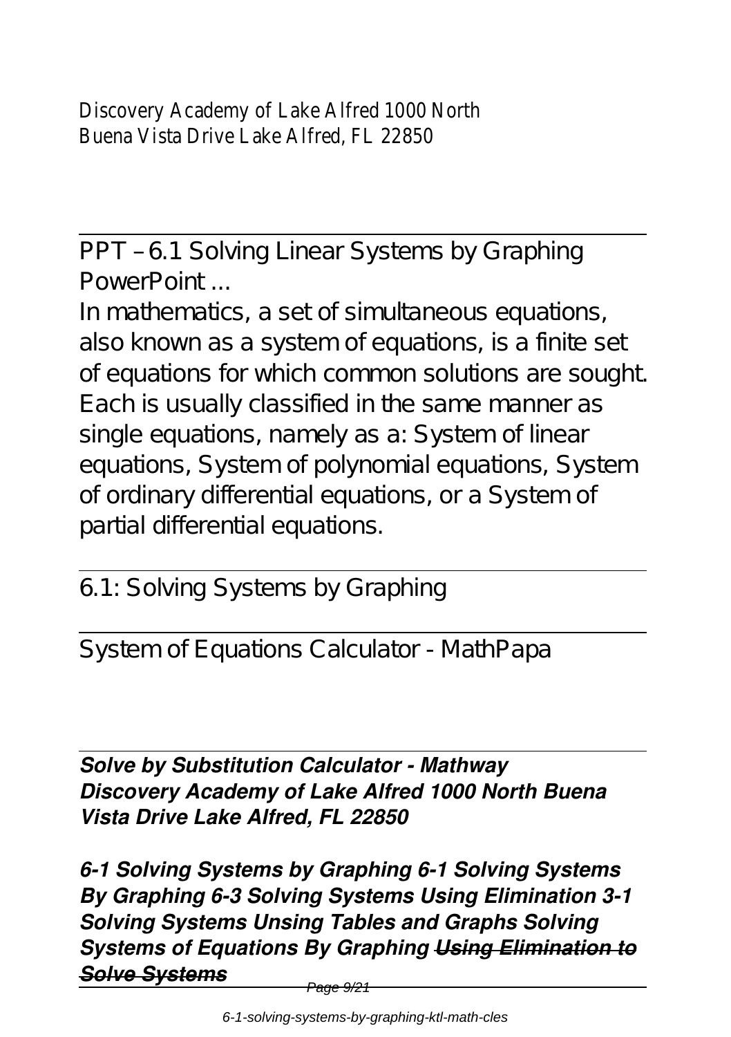Discovery Academy of Lake Alfred 1000 North Buena Vista Drive Lake Alfred, FL 22850

PPT – 6.1 Solving Linear Systems by Graphing PowerPoint ...

In mathematics, a set of simultaneous equations, also known as a system of equations, is a finite set of equations for which common solutions are sought. Each is usually classified in the same manner as single equations, namely as a: System of linear equations, System of polynomial equations, System of ordinary differential equations, or a System of partial differential equations.

6.1: Solving Systems by Graphing

System of Equations Calculator - MathPapa

***Solve by Substitution Calculator - Mathway***
***Discovery Academy of Lake Alfred 1000 North Buena Vista Drive Lake Alfred, FL 22850***

***6-1 Solving Systems by Graphing 6-1 Solving Systems By Graphing 6-3 Solving Systems Using Elimination 3-1 Solving Systems Unsing Tables and Graphs Solving Systems of Equations By Graphing ~~Using Elimination to Solve Systems~~***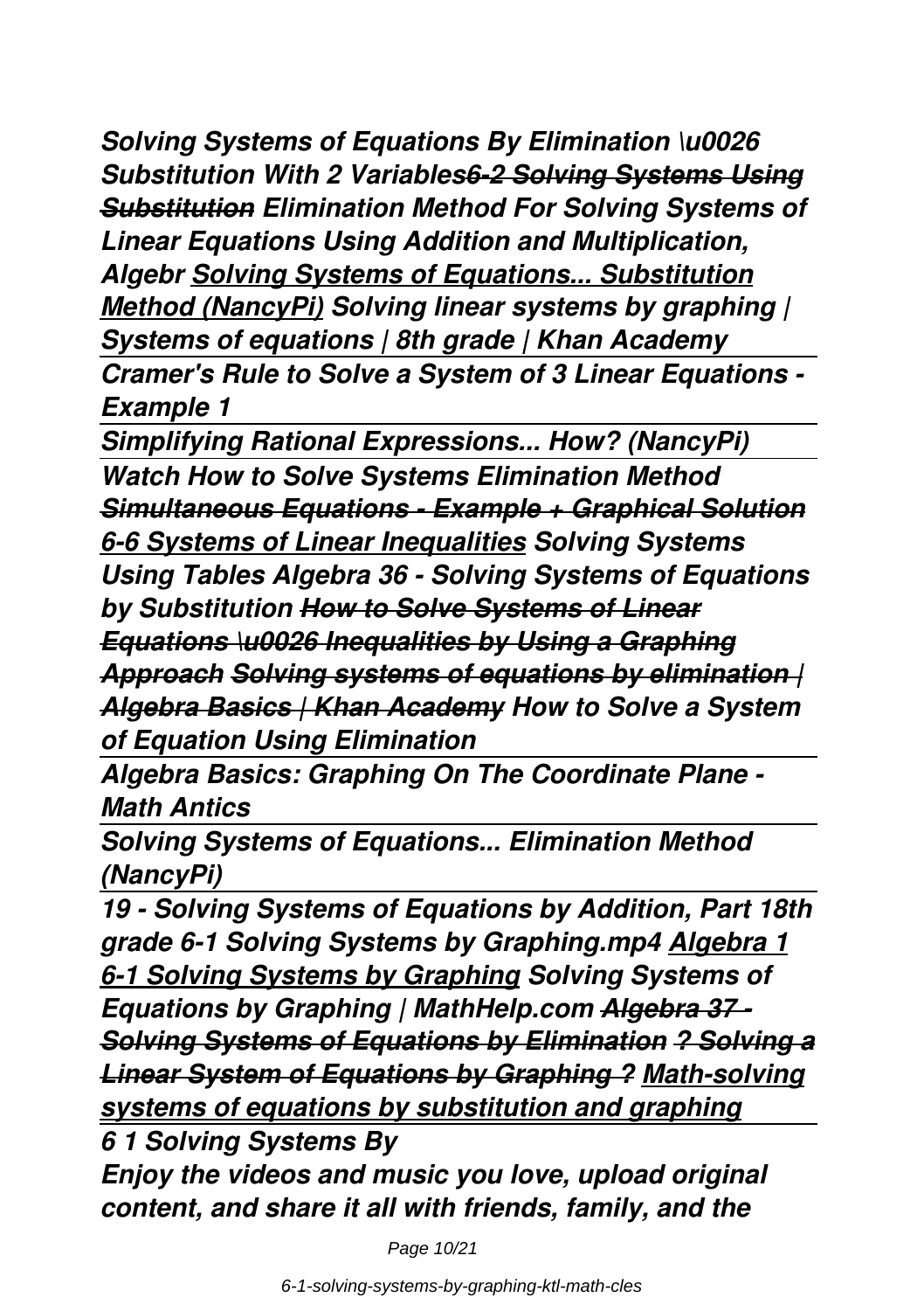***Solving Systems of Equations By Elimination \u0026 Substitution With 2 Variables~~6-2 Solving Systems Using Substitution~~ Elimination Method For Solving Systems of Linear Equations Using Addition and Multiplication, Algebr Solving Systems of Equations... Substitution Method (NancyPi) Solving linear systems by graphing | Systems of equations | 8th grade | Khan Academy***

***Cramer's Rule to Solve a System of 3 Linear Equations - Example 1***

***Simplifying Rational Expressions... How? (NancyPi)***

***Watch How to Solve Systems Elimination Method ~~Simultaneous Equations - Example + Graphical Solution~~ 6-6 Systems of Linear Inequalities Solving Systems Using Tables Algebra 36 - Solving Systems of Equations by Substitution ~~How to Solve Systems of Linear Equations \u0026 Inequalities by Using a Graphing Approach~~ ~~Solving systems of equations by elimination | Algebra Basics | Khan Academy~~ How to Solve a System of Equation Using Elimination***

***Algebra Basics: Graphing On The Coordinate Plane - Math Antics***

***Solving Systems of Equations... Elimination Method (NancyPi)***

***19 - Solving Systems of Equations by Addition, Part 18th grade 6-1 Solving Systems by Graphing.mp4 Algebra 1 6-1 Solving Systems by Graphing Solving Systems of Equations by Graphing | MathHelp.com ~~Algebra 37 - Solving Systems of Equations by Elimination~~ ~~? Solving a Linear System of Equations by Graphing ?~~ Math-solving systems of equations by substitution and graphing***

***6 1 Solving Systems By***

***Enjoy the videos and music you love, upload original content, and share it all with friends, family, and the***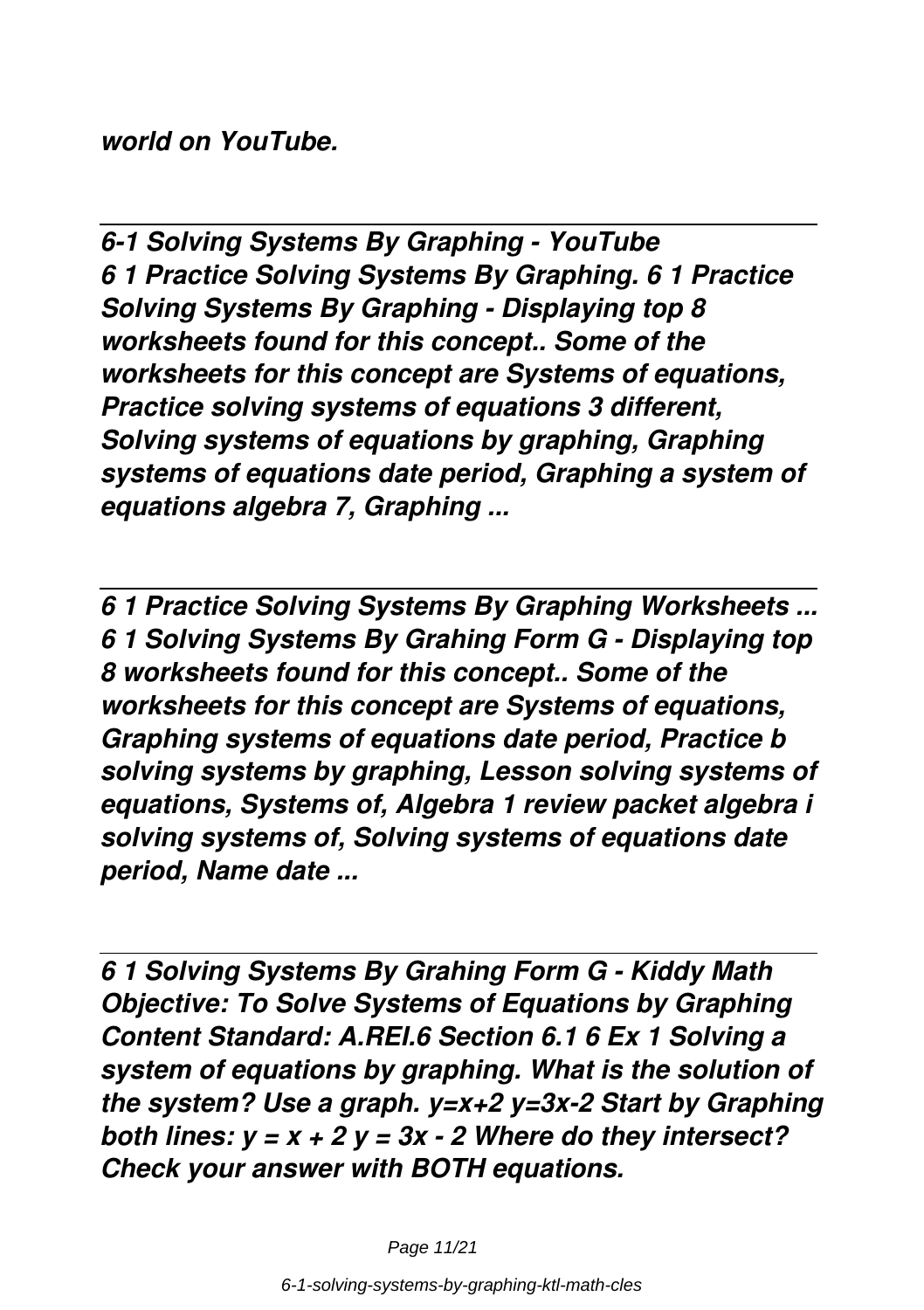*world on YouTube.*

---

***6-1 Solving Systems By Graphing - YouTube***

***6 1 Practice Solving Systems By Graphing. 6 1 Practice Solving Systems By Graphing - Displaying top 8 worksheets found for this concept.. Some of the worksheets for this concept are Systems of equations, Practice solving systems of equations 3 different, Solving systems of equations by graphing, Graphing systems of equations date period, Graphing a system of equations algebra 7, Graphing ...***

---

***6 1 Practice Solving Systems By Graphing Worksheets ...***

***6 1 Solving Systems By Grahing Form G - Displaying top 8 worksheets found for this concept.. Some of the worksheets for this concept are Systems of equations, Graphing systems of equations date period, Practice b solving systems by graphing, Lesson solving systems of equations, Systems of, Algebra 1 review packet algebra i solving systems of, Solving systems of equations date period, Name date ...***

---

***6 1 Solving Systems By Grahing Form G - Kiddy Math***

***Objective: To Solve Systems of Equations by Graphing Content Standard: A.REI.6 Section 6.1 6 Ex 1 Solving a system of equations by graphing. What is the solution of the system? Use a graph. $y=x+2$ $y=3x-2$ Start by Graphing both lines: $y = x + 2$ $y = 3x - 2$ Where do they intersect? Check your answer with BOTH equations.***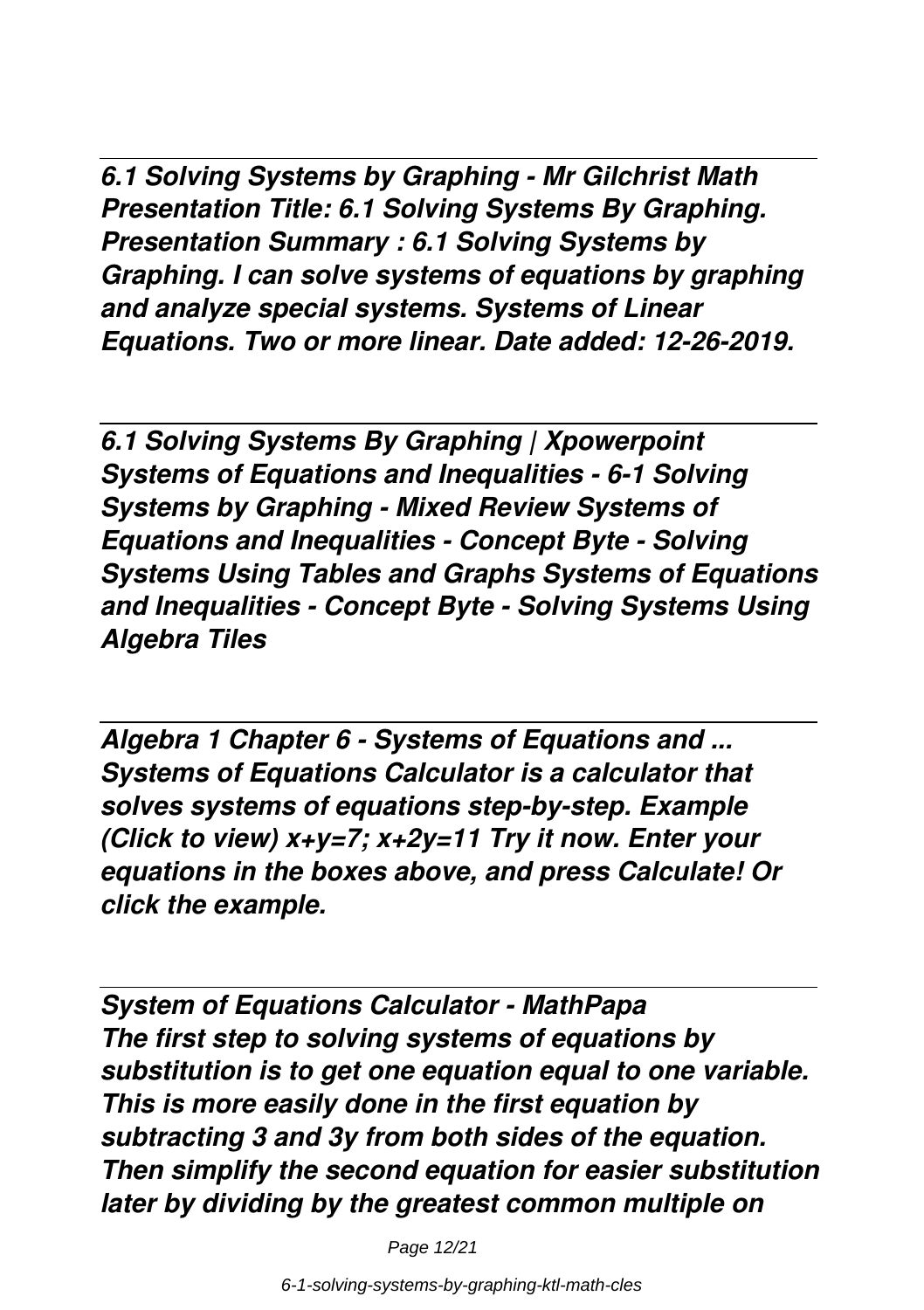*6.1 Solving Systems by Graphing - Mr Gilchrist Math*
***Presentation Title: 6.1 Solving Systems By Graphing. Presentation Summary : 6.1 Solving Systems by Graphing. I can solve systems of equations by graphing and analyze special systems. Systems of Linear Equations. Two or more linear. Date added: 12-26-2019.***

*6.1 Solving Systems By Graphing | Xpowerpoint*
***Systems of Equations and Inequalities - 6-1 Solving Systems by Graphing - Mixed Review Systems of Equations and Inequalities - Concept Byte - Solving Systems Using Tables and Graphs Systems of Equations and Inequalities - Concept Byte - Solving Systems Using Algebra Tiles***

*Algebra 1 Chapter 6 - Systems of Equations and ...*
***Systems of Equations Calculator is a calculator that solves systems of equations step-by-step. Example (Click to view) $x+y=7$; $x+2y=11$ Try it now. Enter your equations in the boxes above, and press Calculate! Or click the example.***

*System of Equations Calculator - MathPapa*
***The first step to solving systems of equations by substitution is to get one equation equal to one variable. This is more easily done in the first equation by subtracting 3 and 3y from both sides of the equation. Then simplify the second equation for easier substitution later by dividing by the greatest common multiple on***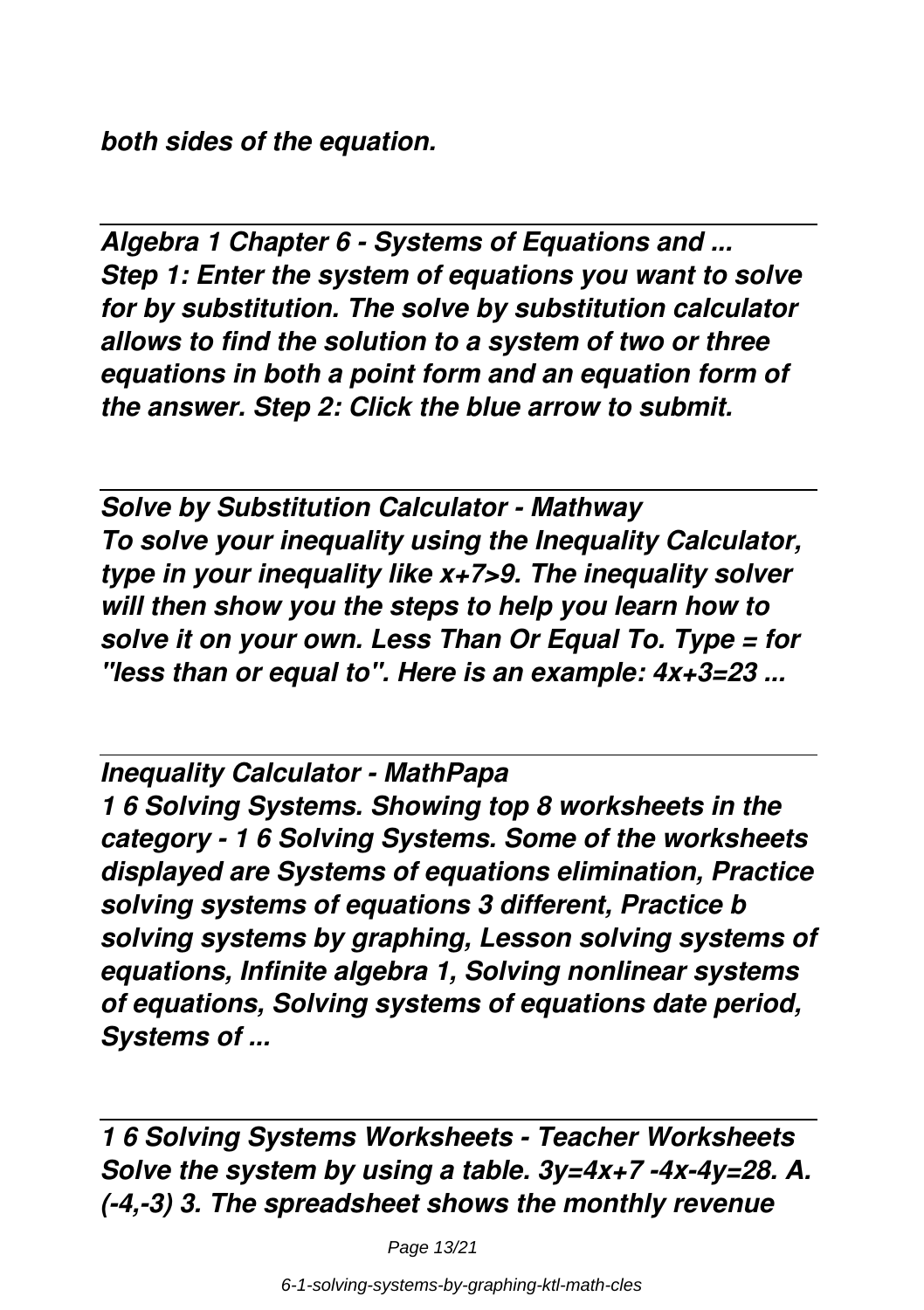*both sides of the equation.*

## *Algebra 1 Chapter 6 - Systems of Equations and ...*

***Step 1: Enter the system of equations you want to solve for by substitution. The solve by substitution calculator allows to find the solution to a system of two or three equations in both a point form and an equation form of the answer. Step 2: Click the blue arrow to submit.***

## *Solve by Substitution Calculator - Mathway*

***To solve your inequality using the Inequality Calculator, type in your inequality like x+7>9. The inequality solver will then show you the steps to help you learn how to solve it on your own. Less Than Or Equal To. Type = for "less than or equal to". Here is an example: 4x+3=23 ...***

## *Inequality Calculator - MathPapa*

***1 6 Solving Systems. Showing top 8 worksheets in the category - 1 6 Solving Systems. Some of the worksheets displayed are Systems of equations elimination, Practice solving systems of equations 3 different, Practice b solving systems by graphing, Lesson solving systems of equations, Infinite algebra 1, Solving nonlinear systems of equations, Solving systems of equations date period, Systems of ...***

## *1 6 Solving Systems Worksheets - Teacher Worksheets*

***Solve the system by using a table. 3y=4x+7 -4x-4y=28. A. (-4,-3) 3. The spreadsheet shows the monthly revenue***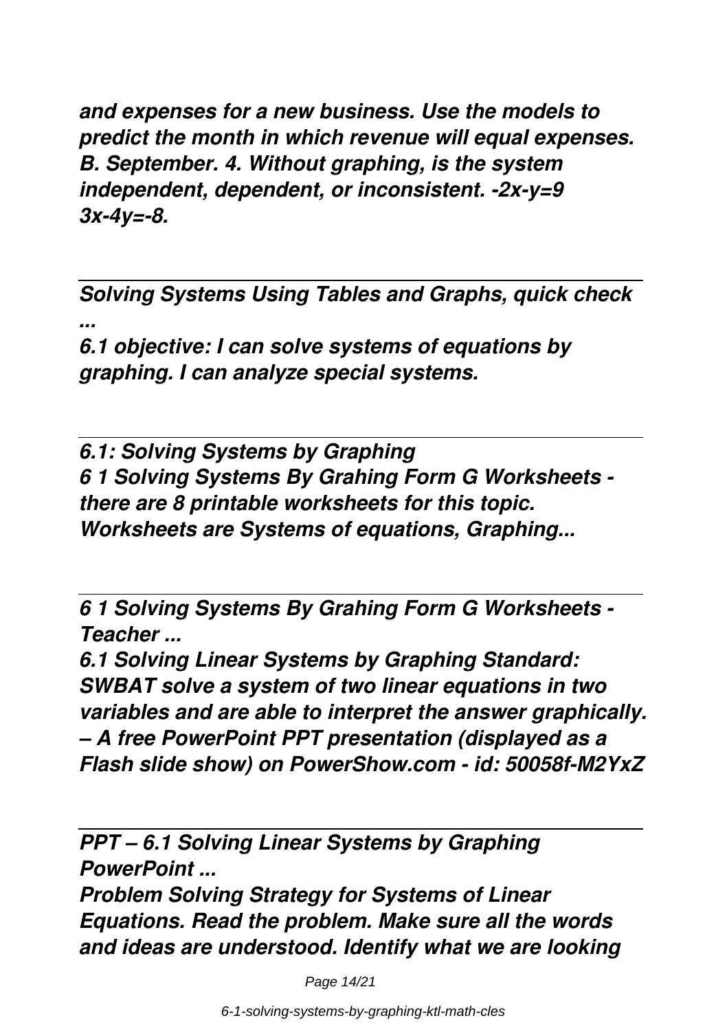*and expenses for a new business. Use the models to predict the month in which revenue will equal expenses. B. September. 4. Without graphing, is the system independent, dependent, or inconsistent. $-2x-y=9$ $3x-4y=-8$.*

---

*Solving Systems Using Tables and Graphs, quick check ...*

*6.1 objective: I can solve systems of equations by graphing. I can analyze special systems.*

---

*6.1: Solving Systems by Graphing*

*6 1 Solving Systems By Grahing Form G Worksheets - there are 8 printable worksheets for this topic. Worksheets are Systems of equations, Graphing...*

---

*6 1 Solving Systems By Grahing Form G Worksheets - Teacher ...*

*6.1 Solving Linear Systems by Graphing Standard: SWBAT solve a system of two linear equations in two variables and are able to interpret the answer graphically. – A free PowerPoint PPT presentation (displayed as a Flash slide show) on PowerShow.com - id: 50058f-M2YxZ*

---

*PPT – 6.1 Solving Linear Systems by Graphing PowerPoint ...*

*Problem Solving Strategy for Systems of Linear Equations. Read the problem. Make sure all the words and ideas are understood. Identify what we are looking*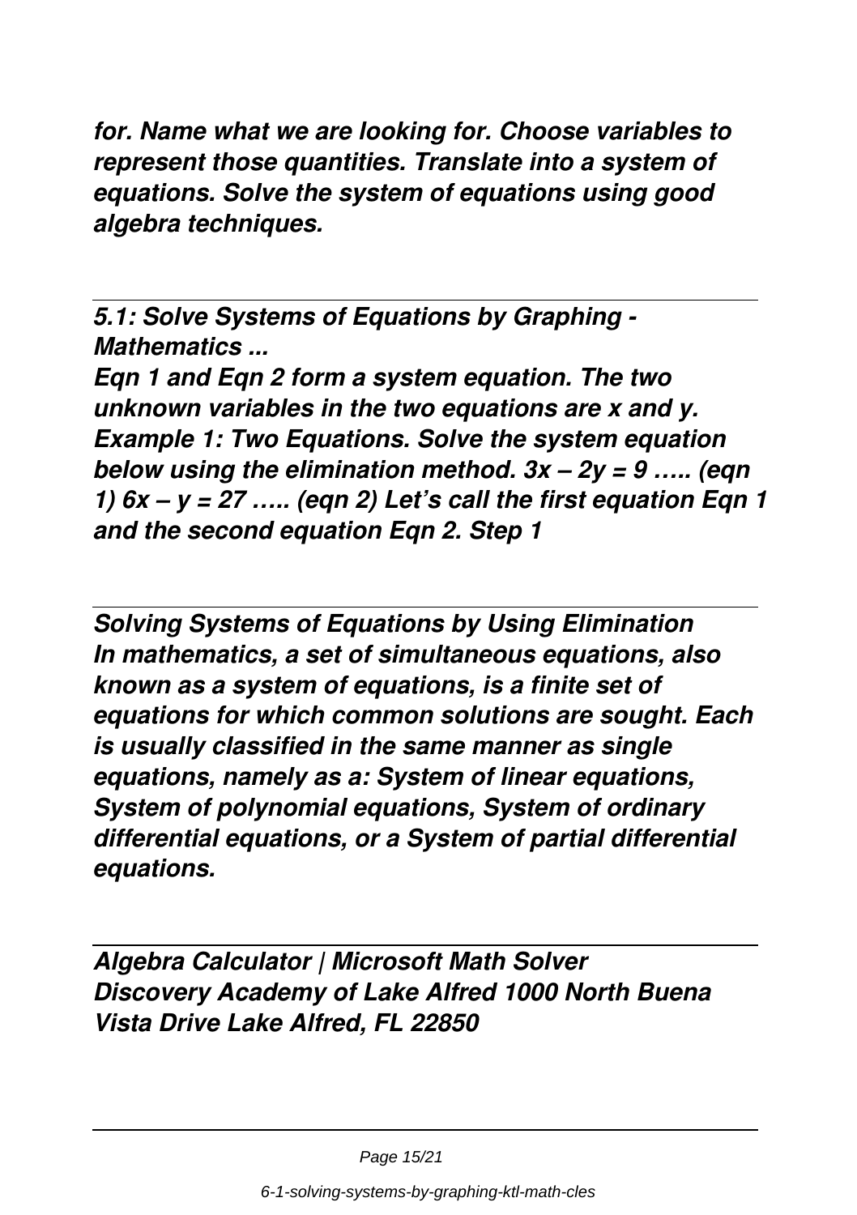*for. Name what we are looking for. Choose variables to represent those quantities. Translate into a system of equations. Solve the system of equations using good algebra techniques.*

---

***5.1: Solve Systems of Equations by Graphing - Mathematics ...***

*Eqn 1 and Eqn 2 form a system equation. The two unknown variables in the two equations are x and y. Example 1: Two Equations. Solve the system equation below using the elimination method. $3x – 2y = 9$ ….. (eqn 1) $6x – y = 27$ ….. (eqn 2) Let's call the first equation Eqn 1 and the second equation Eqn 2. Step 1*

---

***Solving Systems of Equations by Using Elimination***

*In mathematics, a set of simultaneous equations, also known as a system of equations, is a finite set of equations for which common solutions are sought. Each is usually classified in the same manner as single equations, namely as a: System of linear equations, System of polynomial equations, System of ordinary differential equations, or a System of partial differential equations.*

---

***Algebra Calculator | Microsoft Math Solver***

*Discovery Academy of Lake Alfred 1000 North Buena Vista Drive Lake Alfred, FL 22850*

---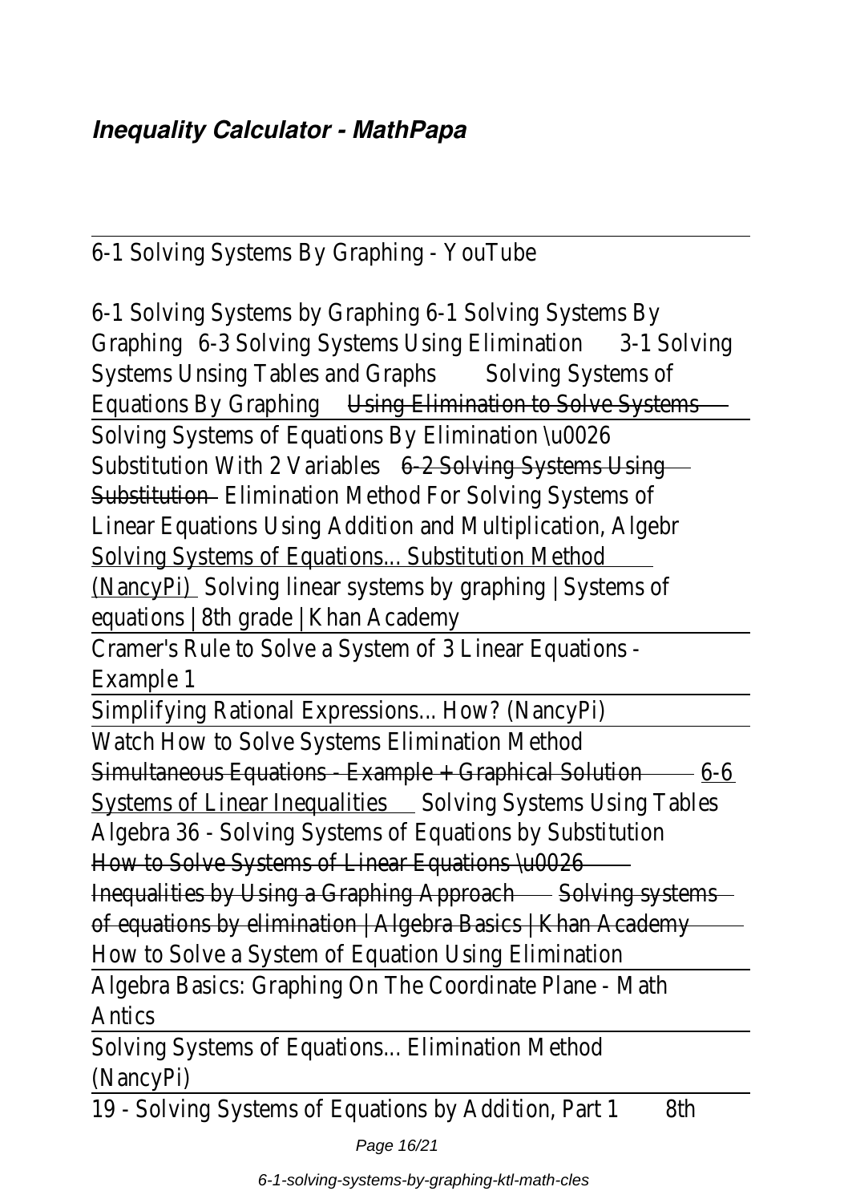***Inequality Calculator - MathPapa***

6-1 Solving Systems By Graphing - YouTube

6-1 Solving Systems by Graphing 6-1 Solving Systems By Graphing 6-3 Solving Systems Using Elimination 3-1 Solving Systems Unsing Tables and Graphs Solving Systems of Equations By Graphing Using Elimination to Solve Systems

Solving Systems of Equations By Elimination \u0026 Substitution With 2 Variables 6-2 Solving Systems Using Substitution Elimination Method For Solving Systems of Linear Equations Using Addition and Multiplication, Algebr

Solving Systems of Equations... Substitution Method (NancyPi) Solving linear systems by graphing | Systems of equations | 8th grade | Khan Academy

Cramer's Rule to Solve a System of 3 Linear Equations - Example 1

Simplifying Rational Expressions... How? (NancyPi)

Watch How to Solve Systems Elimination Method

Simultaneous Equations - Example + Graphical Solution 6-6 Systems of Linear Inequalities Solving Systems Using Tables

Algebra 36 - Solving Systems of Equations by Substitution

How to Solve Systems of Linear Equations \u0026 Inequalities by Using a Graphing Approach Solving systems of equations by elimination | Algebra Basics | Khan Academy

How to Solve a System of Equation Using Elimination

Algebra Basics: Graphing On The Coordinate Plane - Math Antics

Solving Systems of Equations... Elimination Method (NancyPi)

19 - Solving Systems of Equations by Addition, Part 1 8th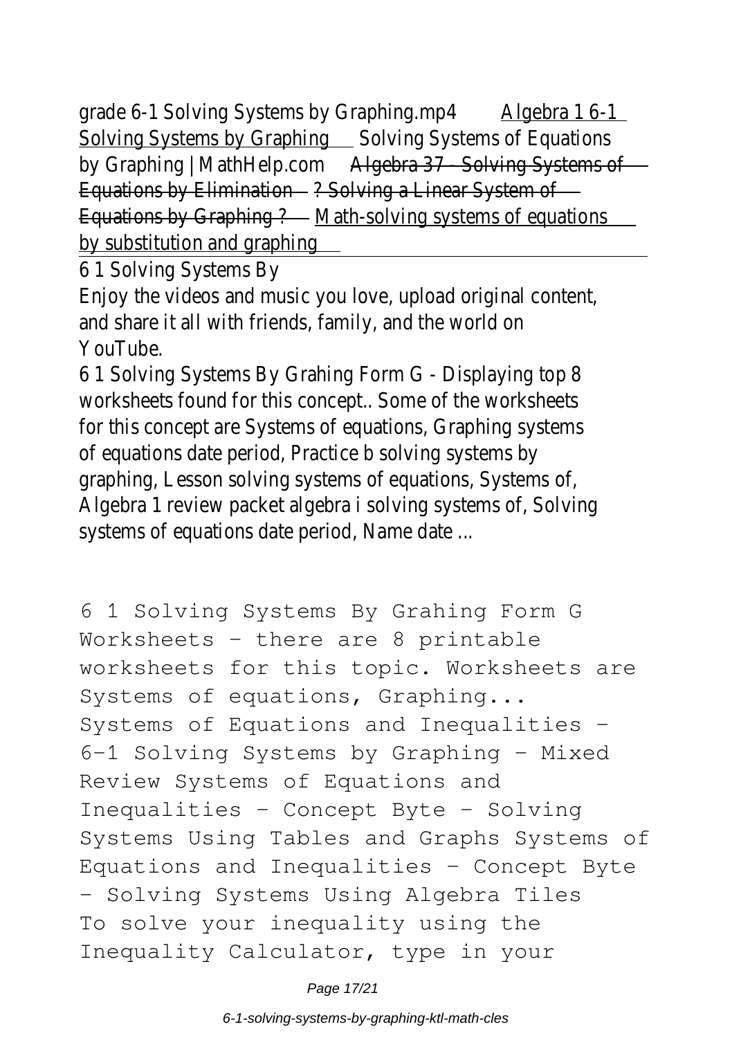grade 6-1 Solving Systems by Graphing.mp4 Algebra 1 6-1 Solving Systems by Graphing Solving Systems of Equations by Graphing | MathHelp.com ~~Algebra 37 - Solving Systems of Equations by Elimination~~ ~~? Solving a Linear System of Equations by Graphing ?~~ Math-solving systems of equations by substitution and graphing

6 1 Solving Systems By

Enjoy the videos and music you love, upload original content, and share it all with friends, family, and the world on YouTube.

6 1 Solving Systems By Grahing Form G - Displaying top 8 worksheets found for this concept.. Some of the worksheets for this concept are Systems of equations, Graphing systems of equations date period, Practice b solving systems by graphing, Lesson solving systems of equations, Systems of, Algebra 1 review packet algebra i solving systems of, Solving systems of equations date period, Name date ...

```
6 1 Solving Systems By Grahing Form G
Worksheets - there are 8 printable
worksheets for this topic. Worksheets are
Systems of equations, Graphing...
Systems of Equations and Inequalities -
6-1 Solving Systems by Graphing - Mixed
Review Systems of Equations and
Inequalities - Concept Byte - Solving
Systems Using Tables and Graphs Systems of
Equations and Inequalities - Concept Byte
- Solving Systems Using Algebra Tiles
To solve your inequality using the
Inequality Calculator, type in your
```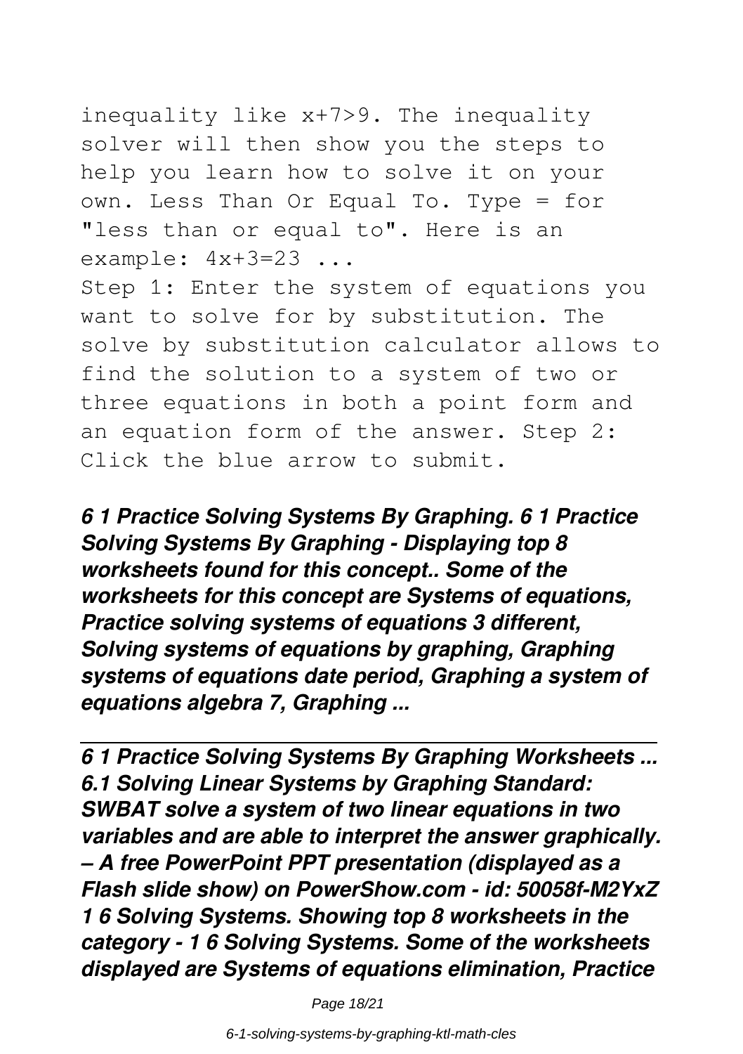inequality like x+7>9. The inequality solver will then show you the steps to help you learn how to solve it on your own. Less Than Or Equal To. Type = for "less than or equal to". Here is an example: 4x+3=23 ...

Step 1: Enter the system of equations you want to solve for by substitution. The solve by substitution calculator allows to find the solution to a system of two or three equations in both a point form and an equation form of the answer. Step 2: Click the blue arrow to submit.

***6 1 Practice Solving Systems By Graphing. 6 1 Practice Solving Systems By Graphing - Displaying top 8 worksheets found for this concept.. Some of the worksheets for this concept are Systems of equations, Practice solving systems of equations 3 different, Solving systems of equations by graphing, Graphing systems of equations date period, Graphing a system of equations algebra 7, Graphing ...***

---

***6 1 Practice Solving Systems By Graphing Worksheets ...***
***6.1 Solving Linear Systems by Graphing Standard: SWBAT solve a system of two linear equations in two variables and are able to interpret the answer graphically. – A free PowerPoint PPT presentation (displayed as a Flash slide show) on PowerShow.com - id: 50058f-M2YxZ***
***1 6 Solving Systems. Showing top 8 worksheets in the category - 1 6 Solving Systems. Some of the worksheets displayed are Systems of equations elimination, Practice***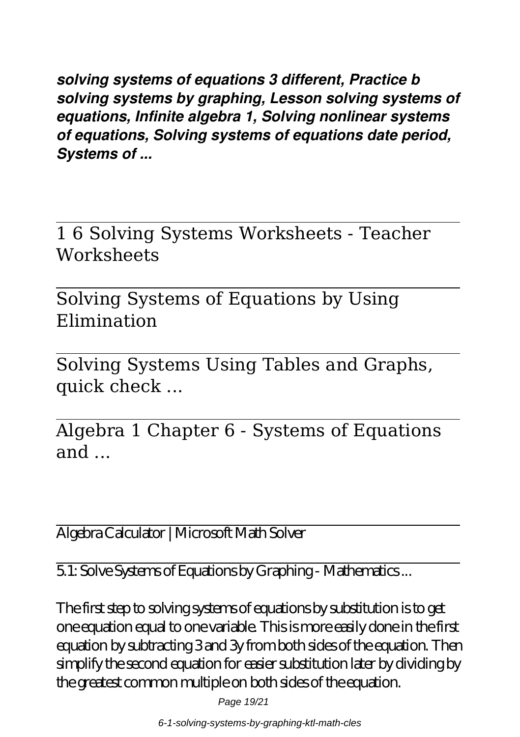***solving systems of equations 3 different, Practice b solving systems by graphing, Lesson solving systems of equations, Infinite algebra 1, Solving nonlinear systems of equations, Solving systems of equations date period, Systems of ...***

## 1 6 Solving Systems Worksheets - Teacher Worksheets

## Solving Systems of Equations by Using Elimination

## Solving Systems Using Tables and Graphs, quick check ...

## Algebra 1 Chapter 6 - Systems of Equations and ...

Algebra Calculator | Microsoft Math Solver

5.1: Solve Systems of Equations by Graphing - Mathematics ...

The first step to solving systems of equations by substitution is to get one equation equal to one variable. This is more easily done in the first equation by subtracting 3 and 3y from both sides of the equation. Then simplify the second equation for easier substitution later by dividing by the greatest common multiple on both sides of the equation.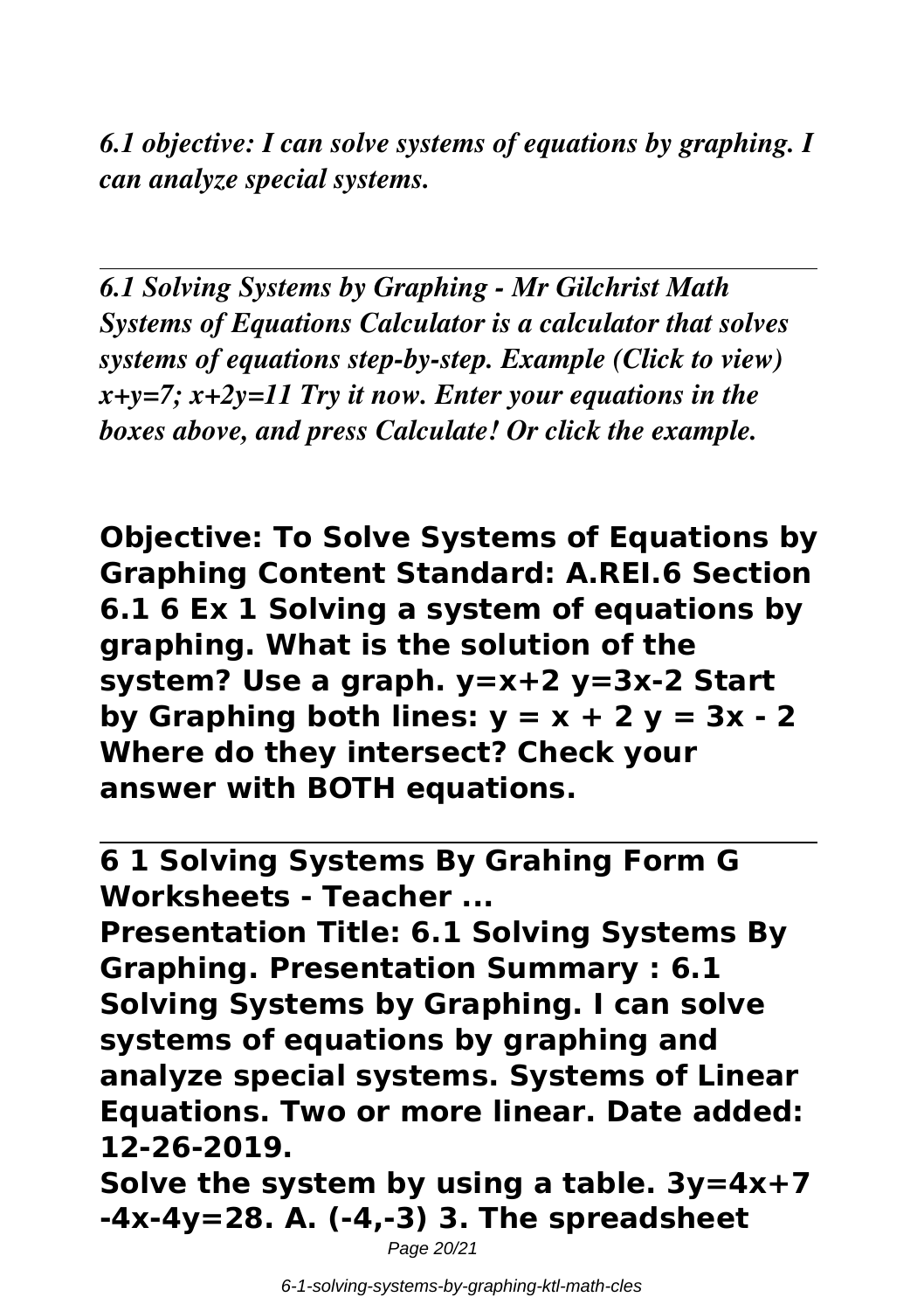*6.1 objective: I can solve systems of equations by graphing. I can analyze special systems.*

---

*6.1 Solving Systems by Graphing - Mr Gilchrist Math*
*Systems of Equations Calculator is a calculator that solves systems of equations step-by-step. Example (Click to view) $x+y=7$; $x+2y=11$ Try it now. Enter your equations in the boxes above, and press Calculate! Or click the example.*

**Objective: To Solve Systems of Equations by Graphing Content Standard: A.REI.6 Section 6.1 6 Ex 1 Solving a system of equations by graphing. What is the solution of the system? Use a graph. $y=x+2$ $y=3x-2$ Start by Graphing both lines: $y = x + 2$ $y = 3x - 2$ Where do they intersect? Check your answer with BOTH equations.**

---

**6 1 Solving Systems By Grahing Form G Worksheets - Teacher ...**

**Presentation Title: 6.1 Solving Systems By Graphing. Presentation Summary : 6.1 Solving Systems by Graphing. I can solve systems of equations by graphing and analyze special systems. Systems of Linear Equations. Two or more linear. Date added: 12-26-2019.**

**Solve the system by using a table. $3y=4x+7$ $-4x-4y=28$. A. (-4,-3) 3. The spreadsheet**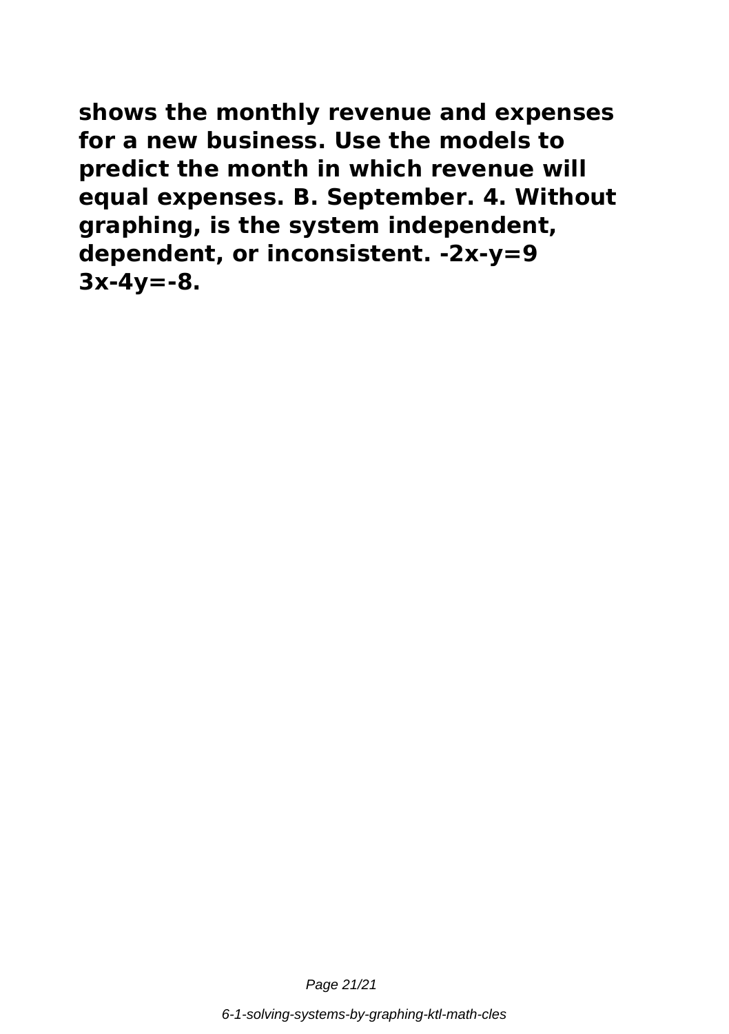**shows the monthly revenue and expenses for a new business. Use the models to predict the month in which revenue will equal expenses. B. September. 4. Without graphing, is the system independent, dependent, or inconsistent. $-2x-y=9$ $3x-4y=-8$.**